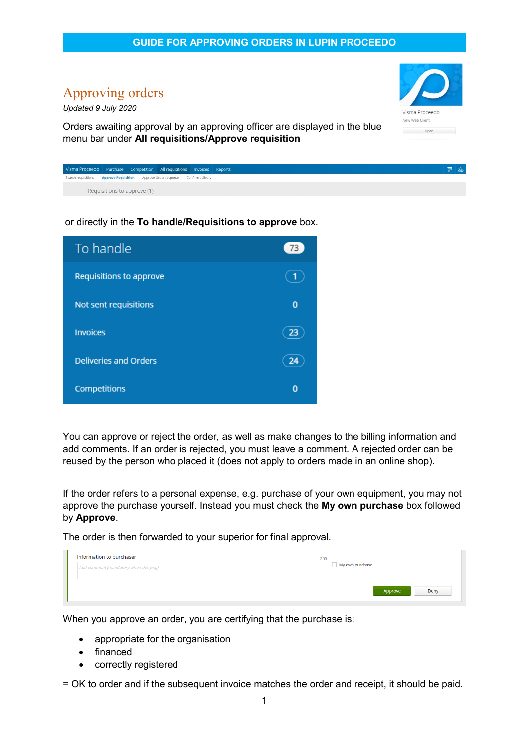# GUIDE FOR APPROVING ORDERS IN LUPIN PROCEEDO

## Approving orders

*Updated 9 July 2020*

Orders awaiting approval by an approving officer are displayed in the blue menu bar under **All requisitions/Approve requisition**

or directly in the **To handle/Requisitions to approve** box.

You can approve or reject the order, as well as make changes to the billing information and add comments. If an order is rejected, you must leave a comment. A rejected order can be reused by the person who placed it (does not apply to orders made in an online shop).

If the order refers to a personal expense, e.g. purchase of your own equipment, you may not approve the purchase yourself. Instead you must check the **My own purchase** box followed by **Approve**.

The order is then forwarded to your superior for final approval.

When you approve an order, you are certifying that the purchase is:

- appropriate for the organisation
- financed
- correctly registered

= OK to order and if the subsequent invoice matches the order and receipt, it should be paid.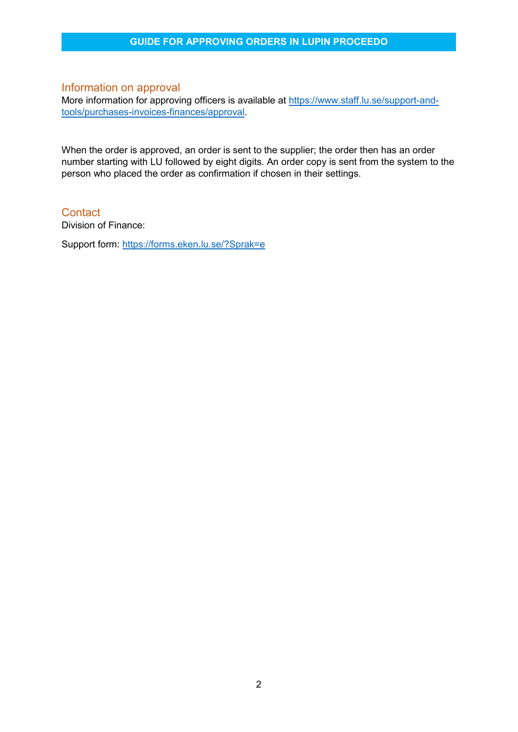## Information on approval

More information for approving officers is available at https://www.staff.lu.se/support-and-tools/purchases-invoices-finances/approval.

When the order is approved, an order is sent to the supplier; the order then has an order number starting with LU followed by eight digits. An order copy is sent from the system to the person who placed the order as confirmation if chosen in their settings.

## Contact

Division of Finance:

Support form: https://forms.eken.lu.se/?Sprak=e